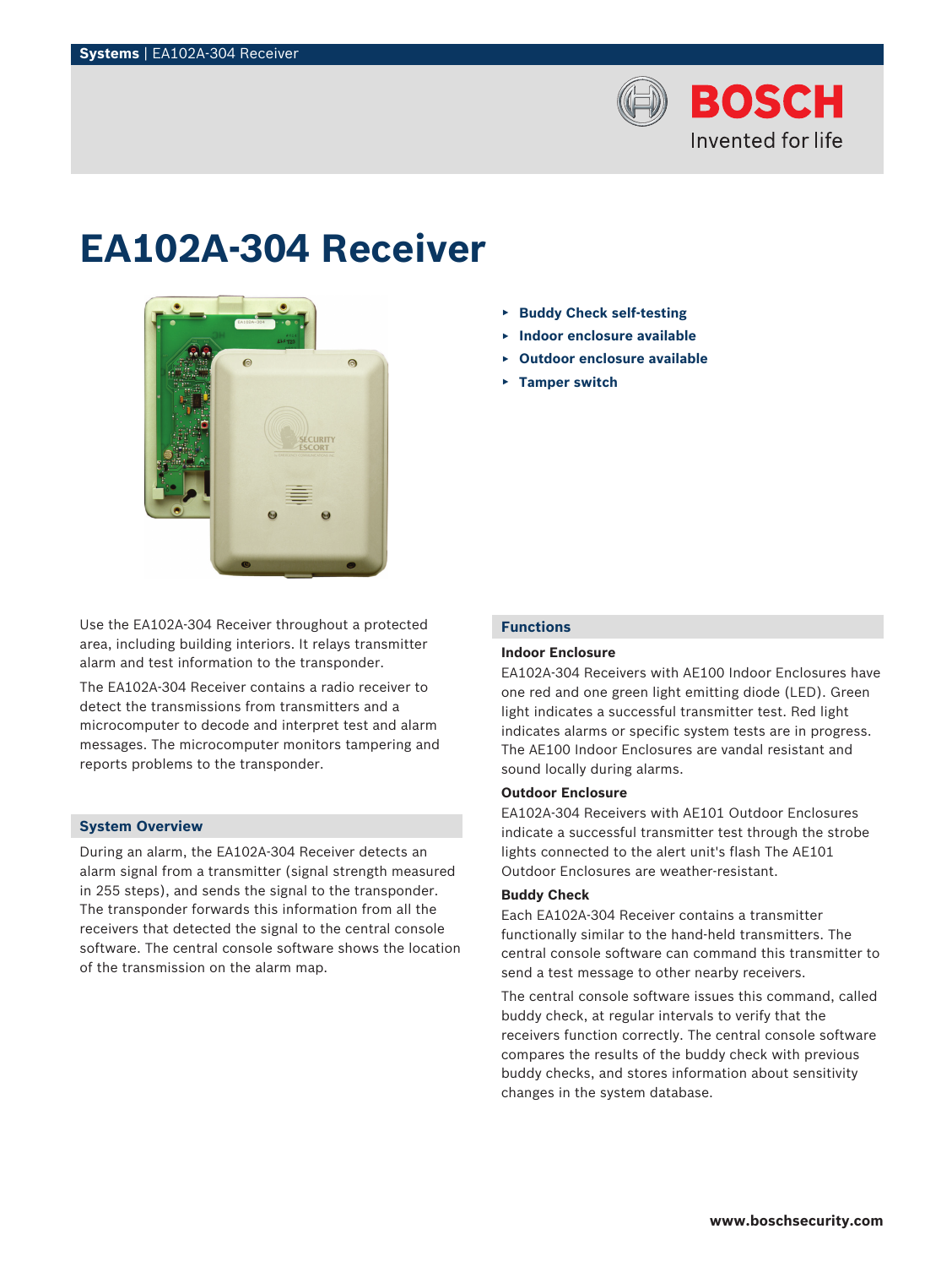# EA102A-304 Receiver

- Buddy Check self-testing
- Indoor enclosure available
- Outdoor enclosure available
- Tamper switch

Use the EA102A-304 Receiver throughout a protected area, including building interiors. It relays transmitter alarm and test information to the transponder.

The EA102A-304 Receiver contains a radio receiver to detect the transmissions from transmitters and a microcomputer to decode and interpret test and alarm messages. The microcomputer monitors tampering and reports problems to the transponder.

## System Overview

During an alarm, the EA102A-304 Receiver detects an alarm signal from a transmitter (signal strength measured in 255 steps), and sends the signal to the transponder. The transponder forwards this information from all the receivers that detected the signal to the central console software. The central console software shows the location of the transmission on the alarm map.

## Functions

### Indoor Enclosure

EA102A-304 Receivers with AE100 Indoor Enclosures have one red and one green light emitting diode (LED). Green light indicates a successful transmitter test. Red light indicates alarms or specific system tests are in progress. The AE100 Indoor Enclosures are vandal resistant and sound locally during alarms.

### Outdoor Enclosure

EA102A-304 Receivers with AE101 Outdoor Enclosures indicate a successful transmitter test through the strobe lights connected to the alert unit's flash The AE101 Outdoor Enclosures are weather-resistant.

### Buddy Check

Each EA102A-304 Receiver contains a transmitter functionally similar to the hand-held transmitters. The central console software can command this transmitter to send a test message to other nearby receivers.

The central console software issues this command, called buddy check, at regular intervals to verify that the receivers function correctly. The central console software compares the results of the buddy check with previous buddy checks, and stores information about sensitivity changes in the system database.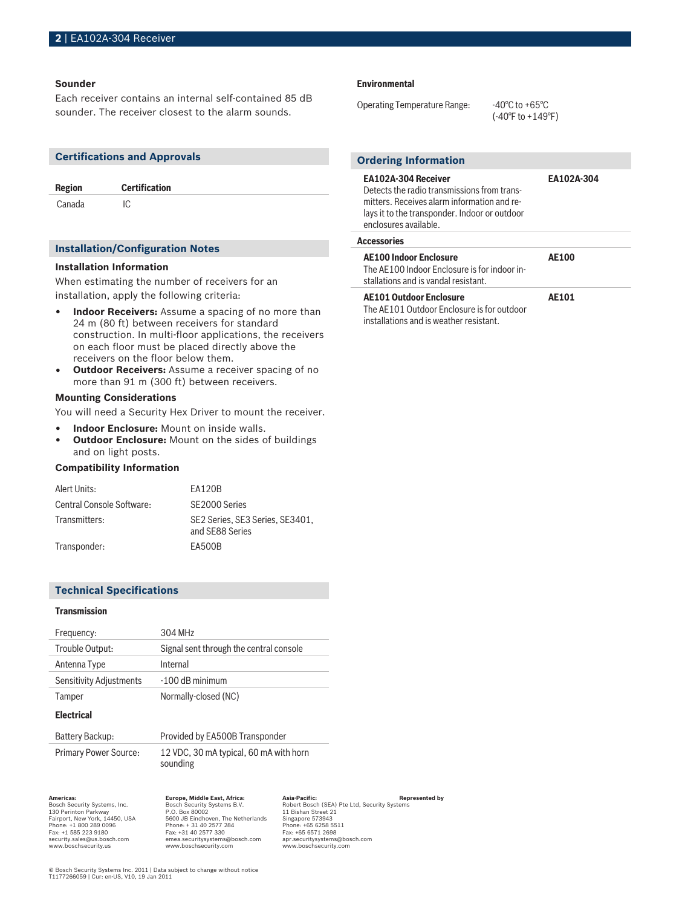### Sounder

Each receiver contains an internal self-contained 85 dB sounder. The receiver closest to the alarm sounds.

## Certifications and Approvals

| Region | Certification |
| --- | --- |
| Canada | IC |

## Installation/Configuration Notes

### Installation Information

When estimating the number of receivers for an installation, apply the following criteria:

- **Indoor Receivers:** Assume a spacing of no more than 24 m (80 ft) between receivers for standard construction. In multi-floor applications, the receivers on each floor must be placed directly above the receivers on the floor below them.
- **Outdoor Receivers:** Assume a receiver spacing of no more than 91 m (300 ft) between receivers.

### Mounting Considerations

You will need a Security Hex Driver to mount the receiver.

- **Indoor Enclosure:** Mount on inside walls.
- **Outdoor Enclosure:** Mount on the sides of buildings and on light posts.

### Compatibility Information

| | |
| --- | --- |
| Alert Units: | EA120B |
| Central Console Software: | SE2000 Series |
| Transmitters: | SE2 Series, SE3 Series, SE3401, and SE88 Series |
| Transponder: | EA500B |

## Technical Specifications

### Transmission

| | |
| --- | --- |
| Frequency: | 304 MHz |
| Trouble Output: | Signal sent through the central console |
| Antenna Type | Internal |
| Sensitivity Adjustments | -100 dB minimum |
| Tamper | Normally-closed (NC) |

### Electrical

| | |
| --- | --- |
| Battery Backup: | Provided by EA500B Transponder |
| Primary Power Source: | 12 VDC, 30 mA typical, 60 mA with horn sounding |

### Environmental

| | |
| --- | --- |
| Operating Temperature Range: | -40°C to +65°C (-40°F to +149°F) |

## Ordering Information

| | |
| --- | --- |
| **EA102A-304 Receiver** Detects the radio transmissions from transmitters. Receives alarm information and relays it to the transponder. Indoor or outdoor enclosures available. | **EA102A-304** |
| **Accessories** | |
| **AE100 Indoor Enclosure** The AE100 Indoor Enclosure is for indoor installations and is vandal resistant. | **AE100** |
| **AE101 Outdoor Enclosure** The AE101 Outdoor Enclosure is for outdoor installations and is weather resistant. | **AE101** |

**Americas:**
Bosch Security Systems, Inc.
130 Perinton Parkway
Fairport, New York, 14450, USA
Phone: +1 800 289 0096
Fax: +1 585 223 9180
security.sales@us.bosch.com
www.boschsecurity.us

**Europe, Middle East, Africa:**
Bosch Security Systems B.V.
P.O. Box 80002
5600 JB Eindhoven, The Netherlands
Phone: + 31 40 2577 284
Fax: +31 40 2577 330
emea.securitysystems@bosch.com
www.boschsecurity.com

**Asia-Pacific:**
Robert Bosch (SEA) Pte Ltd, Security Systems
11 Bishan Street 21
Singapore 573943
Phone: +65 6258 5511
Fax: +65 6571 2698
apr.securitysystems@bosch.com
www.boschsecurity.com

**Represented by**

© Bosch Security Systems Inc. 2011 | Data subject to change without notice
T1177266059 | Cur: en-US, V10, 19 Jan 2011